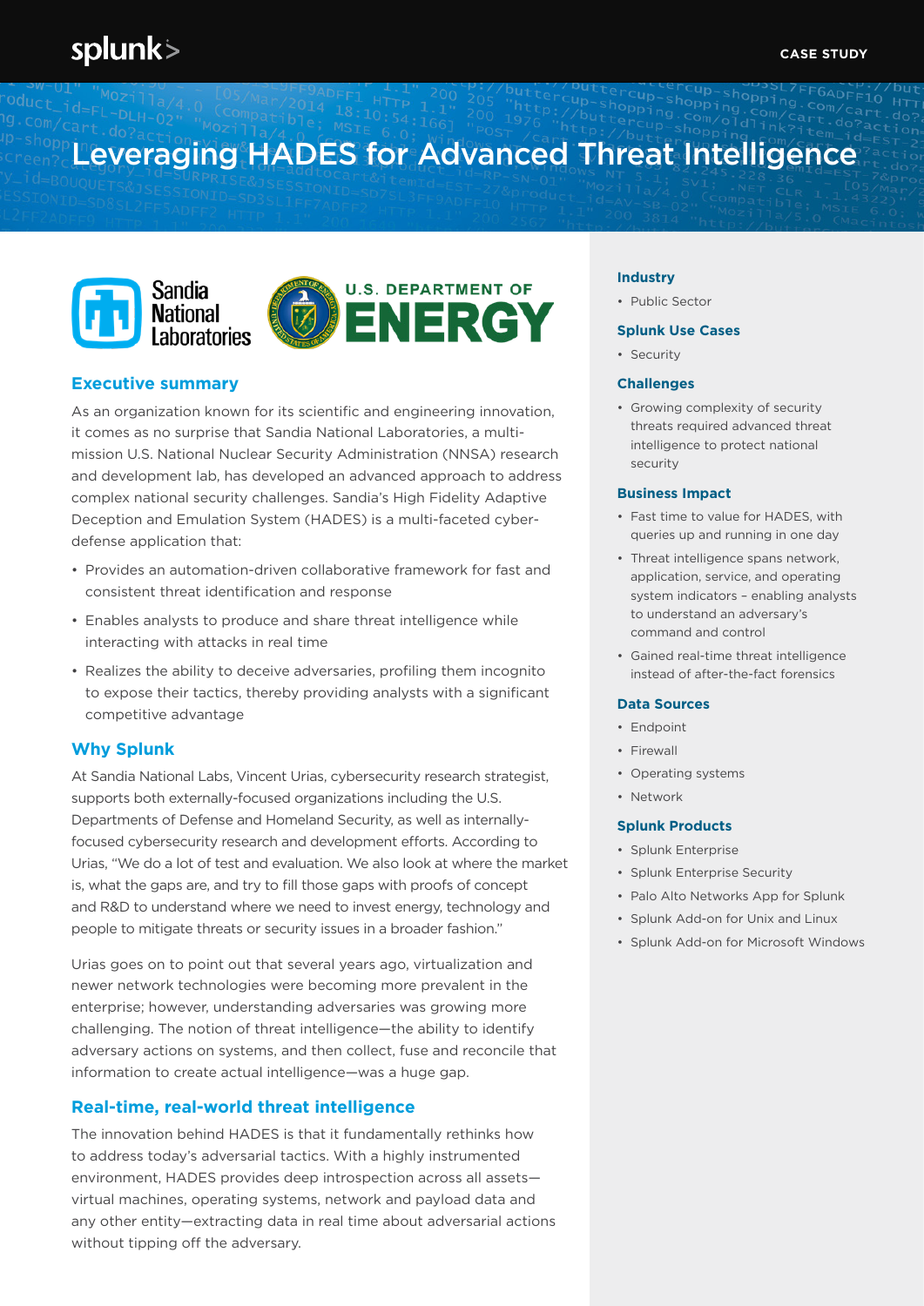CASE STUDY

# Leveraging HADES for Advanced Threat Intelligence

## Executive summary

As an organization known for its scientific and engineering innovation, it comes as no surprise that Sandia National Laboratories, a multi-mission U.S. National Nuclear Security Administration (NNSA) research and development lab, has developed an advanced approach to address complex national security challenges. Sandia's High Fidelity Adaptive Deception and Emulation System (HADES) is a multi-faceted cyber-defense application that:

- Provides an automation-driven collaborative framework for fast and consistent threat identification and response
- Enables analysts to produce and share threat intelligence while interacting with attacks in real time
- Realizes the ability to deceive adversaries, profiling them incognito to expose their tactics, thereby providing analysts with a significant competitive advantage

## Why Splunk

At Sandia National Labs, Vincent Urias, cybersecurity research strategist, supports both externally-focused organizations including the U.S. Departments of Defense and Homeland Security, as well as internally-focused cybersecurity research and development efforts. According to Urias, "We do a lot of test and evaluation. We also look at where the market is, what the gaps are, and try to fill those gaps with proofs of concept and R&D to understand where we need to invest energy, technology and people to mitigate threats or security issues in a broader fashion."

Urias goes on to point out that several years ago, virtualization and newer network technologies were becoming more prevalent in the enterprise; however, understanding adversaries was growing more challenging. The notion of threat intelligence—the ability to identify adversary actions on systems, and then collect, fuse and reconcile that information to create actual intelligence—was a huge gap.

## Real-time, real-world threat intelligence

The innovation behind HADES is that it fundamentally rethinks how to address today's adversarial tactics. With a highly instrumented environment, HADES provides deep introspection across all assets—virtual machines, operating systems, network and payload data and any other entity—extracting data in real time about adversarial actions without tipping off the adversary.

### Industry

- Public Sector

### Splunk Use Cases

- Security

### Challenges

- Growing complexity of security threats required advanced threat intelligence to protect national security

### Business Impact

- Fast time to value for HADES, with queries up and running in one day
- Threat intelligence spans network, application, service, and operating system indicators – enabling analysts to understand an adversary's command and control
- Gained real-time threat intelligence instead of after-the-fact forensics

### Data Sources

- Endpoint
- Firewall
- Operating systems
- Network

### Splunk Products

- Splunk Enterprise
- Splunk Enterprise Security
- Palo Alto Networks App for Splunk
- Splunk Add-on for Unix and Linux
- Splunk Add-on for Microsoft Windows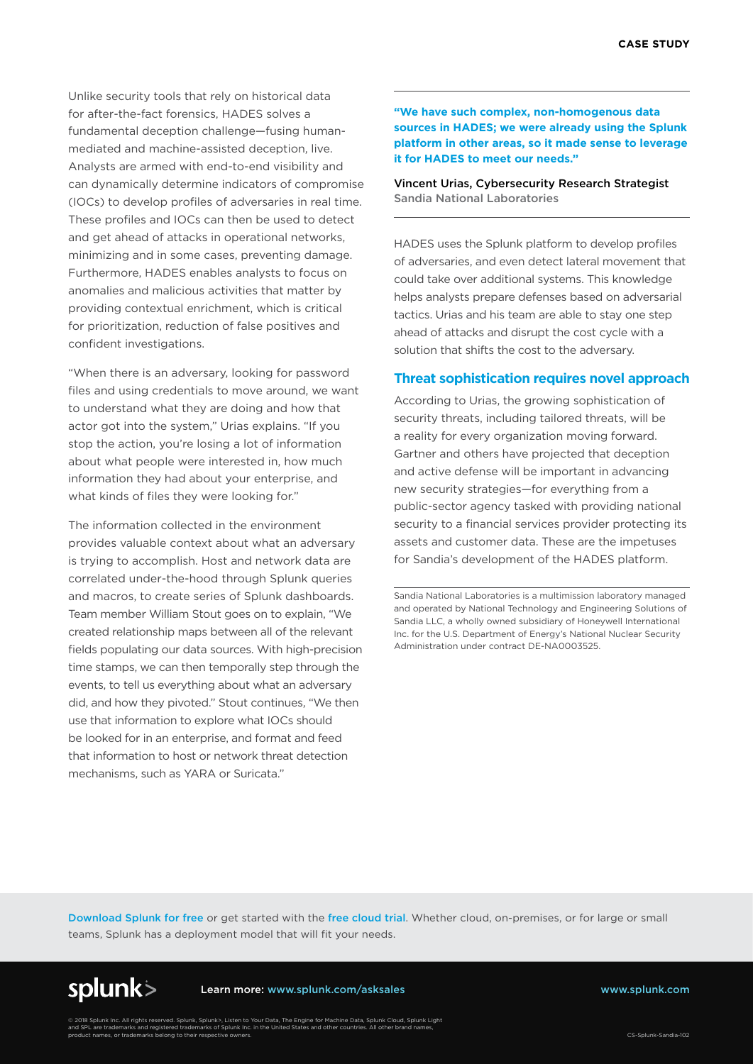Unlike security tools that rely on historical data for after-the-fact forensics, HADES solves a fundamental deception challenge—fusing human-mediated and machine-assisted deception, live. Analysts are armed with end-to-end visibility and can dynamically determine indicators of compromise (IOCs) to develop profiles of adversaries in real time. These profiles and IOCs can then be used to detect and get ahead of attacks in operational networks, minimizing and in some cases, preventing damage. Furthermore, HADES enables analysts to focus on anomalies and malicious activities that matter by providing contextual enrichment, which is critical for prioritization, reduction of false positives and confident investigations.

"When there is an adversary, looking for password files and using credentials to move around, we want to understand what they are doing and how that actor got into the system," Urias explains. "If you stop the action, you're losing a lot of information about what people were interested in, how much information they had about your enterprise, and what kinds of files they were looking for."

The information collected in the environment provides valuable context about what an adversary is trying to accomplish. Host and network data are correlated under-the-hood through Splunk queries and macros, to create series of Splunk dashboards. Team member William Stout goes on to explain, "We created relationship maps between all of the relevant fields populating our data sources. With high-precision time stamps, we can then temporally step through the events, to tell us everything about what an adversary did, and how they pivoted." Stout continues, "We then use that information to explore what IOCs should be looked for in an enterprise, and format and feed that information to host or network threat detection mechanisms, such as YARA or Suricata."

**"We have such complex, non-homogenous data sources in HADES; we were already using the Splunk platform in other areas, so it made sense to leverage it for HADES to meet our needs."**

Vincent Urias, Cybersecurity Research Strategist
Sandia National Laboratories

HADES uses the Splunk platform to develop profiles of adversaries, and even detect lateral movement that could take over additional systems. This knowledge helps analysts prepare defenses based on adversarial tactics. Urias and his team are able to stay one step ahead of attacks and disrupt the cost cycle with a solution that shifts the cost to the adversary.

## Threat sophistication requires novel approach

According to Urias, the growing sophistication of security threats, including tailored threats, will be a reality for every organization moving forward. Gartner and others have projected that deception and active defense will be important in advancing new security strategies—for everything from a public-sector agency tasked with providing national security to a financial services provider protecting its assets and customer data. These are the impetuses for Sandia's development of the HADES platform.

Sandia National Laboratories is a multimission laboratory managed and operated by National Technology and Engineering Solutions of Sandia LLC, a wholly owned subsidiary of Honeywell International Inc. for the U.S. Department of Energy's National Nuclear Security Administration under contract DE-NA0003525.

Download Splunk for free or get started with the free cloud trial. Whether cloud, on-premises, or for large or small teams, Splunk has a deployment model that will fit your needs.

splunk> Learn more: www.splunk.com/asksales www.splunk.com

© 2018 Splunk Inc. All rights reserved. Splunk, Splunk>, Listen to Your Data, The Engine for Machine Data, Splunk Cloud, Splunk Light and SPL are trademarks and registered trademarks of Splunk Inc. in the United States and other countries. All other brand names, product names, or trademarks belong to their respective owners.

CS-Splunk-Sandia-102